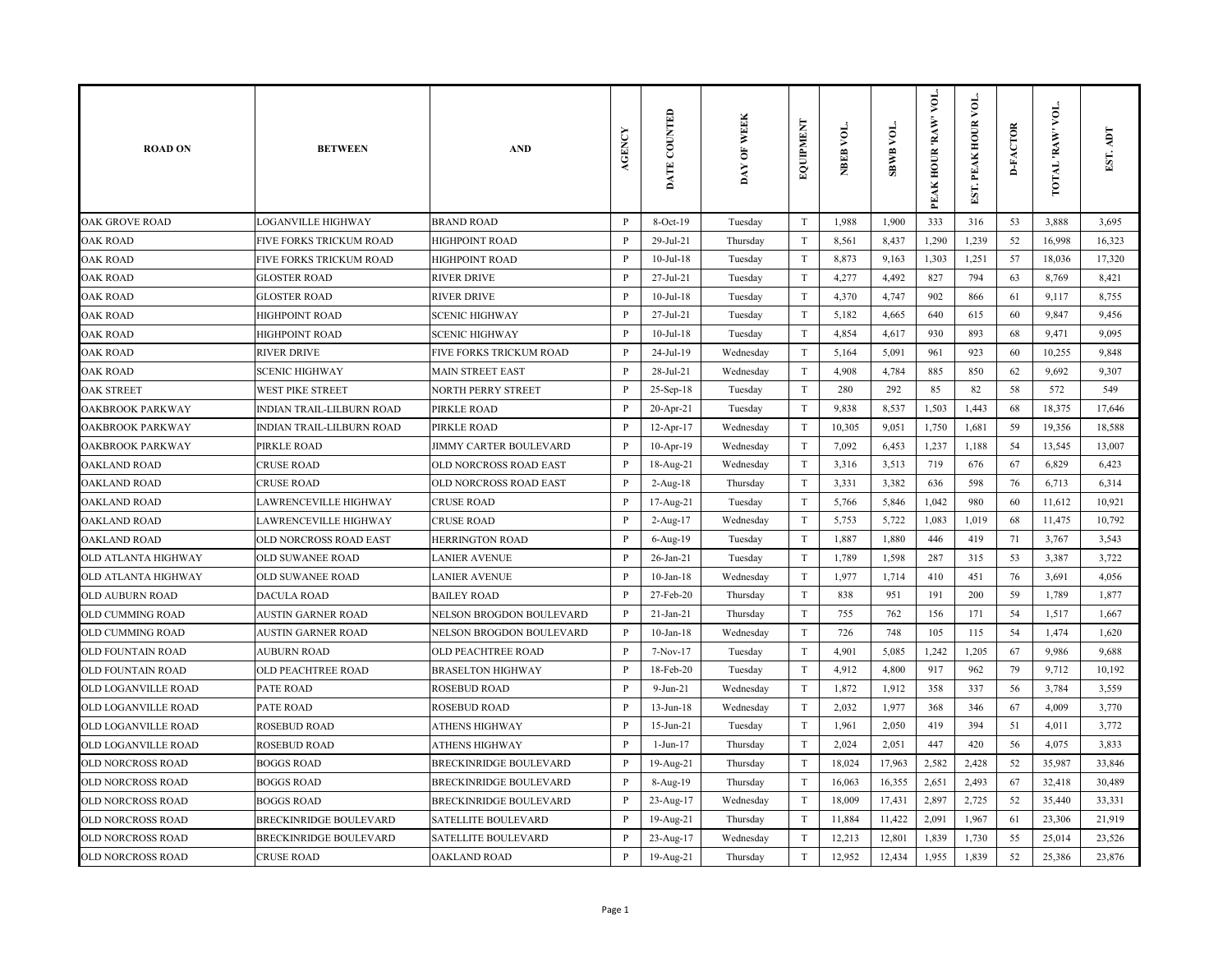| ROAD ON | BETWEEN | AND | AGENCY | DATE COUNTED | DAY OF WEEK | EQUIPMENT | NBEB VOL. | SBWB VOL. | PEAK HOUR 'RAW' VOL. | EST. PEAK HOUR VOL. | D-FACTOR | TOTAL 'RAW' VOL. | EST. ADT |
|---|---|---|---|---|---|---|---|---|---|---|---|---|---|
| OAK GROVE ROAD | LOGANVILLE HIGHWAY | BRAND ROAD | P | 8-Oct-19 | Tuesday | T | 1,988 | 1,900 | 333 | 316 | 53 | 3,888 | 3,695 |
| OAK ROAD | FIVE FORKS TRICKUM ROAD | HIGHPOINT ROAD | P | 29-Jul-21 | Thursday | T | 8,561 | 8,437 | 1,290 | 1,239 | 52 | 16,998 | 16,323 |
| OAK ROAD | FIVE FORKS TRICKUM ROAD | HIGHPOINT ROAD | P | 10-Jul-18 | Tuesday | T | 8,873 | 9,163 | 1,303 | 1,251 | 57 | 18,036 | 17,320 |
| OAK ROAD | GLOSTER ROAD | RIVER DRIVE | P | 27-Jul-21 | Tuesday | T | 4,277 | 4,492 | 827 | 794 | 63 | 8,769 | 8,421 |
| OAK ROAD | GLOSTER ROAD | RIVER DRIVE | P | 10-Jul-18 | Tuesday | T | 4,370 | 4,747 | 902 | 866 | 61 | 9,117 | 8,755 |
| OAK ROAD | HIGHPOINT ROAD | SCENIC HIGHWAY | P | 27-Jul-21 | Tuesday | T | 5,182 | 4,665 | 640 | 615 | 60 | 9,847 | 9,456 |
| OAK ROAD | HIGHPOINT ROAD | SCENIC HIGHWAY | P | 10-Jul-18 | Tuesday | T | 4,854 | 4,617 | 930 | 893 | 68 | 9,471 | 9,095 |
| OAK ROAD | RIVER DRIVE | FIVE FORKS TRICKUM ROAD | P | 24-Jul-19 | Wednesday | T | 5,164 | 5,091 | 961 | 923 | 60 | 10,255 | 9,848 |
| OAK ROAD | SCENIC HIGHWAY | MAIN STREET EAST | P | 28-Jul-21 | Wednesday | T | 4,908 | 4,784 | 885 | 850 | 62 | 9,692 | 9,307 |
| OAK STREET | WEST PIKE STREET | NORTH PERRY STREET | P | 25-Sep-18 | Tuesday | T | 280 | 292 | 85 | 82 | 58 | 572 | 549 |
| OAKBROOK PARKWAY | INDIAN TRAIL-LILBURN ROAD | PIRKLE ROAD | P | 20-Apr-21 | Tuesday | T | 9,838 | 8,537 | 1,503 | 1,443 | 68 | 18,375 | 17,646 |
| OAKBROOK PARKWAY | INDIAN TRAIL-LILBURN ROAD | PIRKLE ROAD | P | 12-Apr-17 | Wednesday | T | 10,305 | 9,051 | 1,750 | 1,681 | 59 | 19,356 | 18,588 |
| OAKBROOK PARKWAY | PIRKLE ROAD | JIMMY CARTER BOULEVARD | P | 10-Apr-19 | Wednesday | T | 7,092 | 6,453 | 1,237 | 1,188 | 54 | 13,545 | 13,007 |
| OAKLAND ROAD | CRUSE ROAD | OLD NORCROSS ROAD EAST | P | 18-Aug-21 | Wednesday | T | 3,316 | 3,513 | 719 | 676 | 67 | 6,829 | 6,423 |
| OAKLAND ROAD | CRUSE ROAD | OLD NORCROSS ROAD EAST | P | 2-Aug-18 | Thursday | T | 3,331 | 3,382 | 636 | 598 | 76 | 6,713 | 6,314 |
| OAKLAND ROAD | LAWRENCEVILLE HIGHWAY | CRUSE ROAD | P | 17-Aug-21 | Tuesday | T | 5,766 | 5,846 | 1,042 | 980 | 60 | 11,612 | 10,921 |
| OAKLAND ROAD | LAWRENCEVILLE HIGHWAY | CRUSE ROAD | P | 2-Aug-17 | Wednesday | T | 5,753 | 5,722 | 1,083 | 1,019 | 68 | 11,475 | 10,792 |
| OAKLAND ROAD | OLD NORCROSS ROAD EAST | HERRINGTON ROAD | P | 6-Aug-19 | Tuesday | T | 1,887 | 1,880 | 446 | 419 | 71 | 3,767 | 3,543 |
| OLD ATLANTA HIGHWAY | OLD SUWANEE ROAD | LANIER AVENUE | P | 26-Jan-21 | Tuesday | T | 1,789 | 1,598 | 287 | 315 | 53 | 3,387 | 3,722 |
| OLD ATLANTA HIGHWAY | OLD SUWANEE ROAD | LANIER AVENUE | P | 10-Jan-18 | Wednesday | T | 1,977 | 1,714 | 410 | 451 | 76 | 3,691 | 4,056 |
| OLD AUBURN ROAD | DACULA ROAD | BAILEY ROAD | P | 27-Feb-20 | Thursday | T | 838 | 951 | 191 | 200 | 59 | 1,789 | 1,877 |
| OLD CUMMING ROAD | AUSTIN GARNER ROAD | NELSON BROGDON BOULEVARD | P | 21-Jan-21 | Thursday | T | 755 | 762 | 156 | 171 | 54 | 1,517 | 1,667 |
| OLD CUMMING ROAD | AUSTIN GARNER ROAD | NELSON BROGDON BOULEVARD | P | 10-Jan-18 | Wednesday | T | 726 | 748 | 105 | 115 | 54 | 1,474 | 1,620 |
| OLD FOUNTAIN ROAD | AUBURN ROAD | OLD PEACHTREE ROAD | P | 7-Nov-17 | Tuesday | T | 4,901 | 5,085 | 1,242 | 1,205 | 67 | 9,986 | 9,688 |
| OLD FOUNTAIN ROAD | OLD PEACHTREE ROAD | BRASELTON HIGHWAY | P | 18-Feb-20 | Tuesday | T | 4,912 | 4,800 | 917 | 962 | 79 | 9,712 | 10,192 |
| OLD LOGANVILLE ROAD | PATE ROAD | ROSEBUD ROAD | P | 9-Jun-21 | Wednesday | T | 1,872 | 1,912 | 358 | 337 | 56 | 3,784 | 3,559 |
| OLD LOGANVILLE ROAD | PATE ROAD | ROSEBUD ROAD | P | 13-Jun-18 | Wednesday | T | 2,032 | 1,977 | 368 | 346 | 67 | 4,009 | 3,770 |
| OLD LOGANVILLE ROAD | ROSEBUD ROAD | ATHENS HIGHWAY | P | 15-Jun-21 | Tuesday | T | 1,961 | 2,050 | 419 | 394 | 51 | 4,011 | 3,772 |
| OLD LOGANVILLE ROAD | ROSEBUD ROAD | ATHENS HIGHWAY | P | 1-Jun-17 | Thursday | T | 2,024 | 2,051 | 447 | 420 | 56 | 4,075 | 3,833 |
| OLD NORCROSS ROAD | BOGGS ROAD | BRECKINRIDGE BOULEVARD | P | 19-Aug-21 | Thursday | T | 18,024 | 17,963 | 2,582 | 2,428 | 52 | 35,987 | 33,846 |
| OLD NORCROSS ROAD | BOGGS ROAD | BRECKINRIDGE BOULEVARD | P | 8-Aug-19 | Thursday | T | 16,063 | 16,355 | 2,651 | 2,493 | 67 | 32,418 | 30,489 |
| OLD NORCROSS ROAD | BOGGS ROAD | BRECKINRIDGE BOULEVARD | P | 23-Aug-17 | Wednesday | T | 18,009 | 17,431 | 2,897 | 2,725 | 52 | 35,440 | 33,331 |
| OLD NORCROSS ROAD | BRECKINRIDGE BOULEVARD | SATELLITE BOULEVARD | P | 19-Aug-21 | Thursday | T | 11,884 | 11,422 | 2,091 | 1,967 | 61 | 23,306 | 21,919 |
| OLD NORCROSS ROAD | BRECKINRIDGE BOULEVARD | SATELLITE BOULEVARD | P | 23-Aug-17 | Wednesday | T | 12,213 | 12,801 | 1,839 | 1,730 | 55 | 25,014 | 23,526 |
| OLD NORCROSS ROAD | CRUSE ROAD | OAKLAND ROAD | P | 19-Aug-21 | Thursday | T | 12,952 | 12,434 | 1,955 | 1,839 | 52 | 25,386 | 23,876 |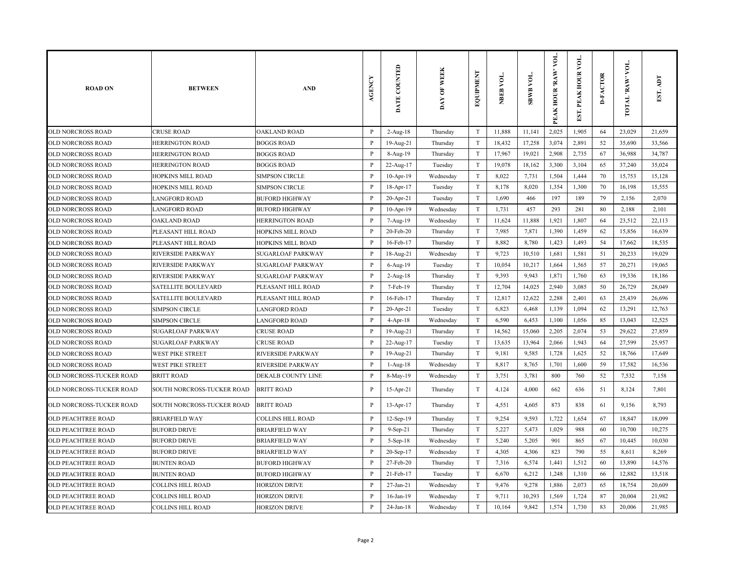| ROAD ON | BETWEEN | AND | AGENCY | DATE COUNTED | DAY OF WEEK | EQUIPMENT | NBEB VOL. | SBWB VOL. | PEAK HOUR 'RAW' VOL. | EST. PEAK HOUR VOL. | D-FACTOR | TOTAL 'RAW' VOL. | EST. ADT |
|---|---|---|---|---|---|---|---|---|---|---|---|---|---|
| OLD NORCROSS ROAD | CRUSE ROAD | OAKLAND ROAD | P | 2-Aug-18 | Thursday | T | 11,888 | 11,141 | 2,025 | 1,905 | 64 | 23,029 | 21,659 |
| OLD NORCROSS ROAD | HERRINGTON ROAD | BOGGS ROAD | P | 19-Aug-21 | Thursday | T | 18,432 | 17,258 | 3,074 | 2,891 | 52 | 35,690 | 33,566 |
| OLD NORCROSS ROAD | HERRINGTON ROAD | BOGGS ROAD | P | 8-Aug-19 | Thursday | T | 17,967 | 19,021 | 2,908 | 2,735 | 67 | 36,988 | 34,787 |
| OLD NORCROSS ROAD | HERRINGTON ROAD | BOGGS ROAD | P | 22-Aug-17 | Tuesday | T | 19,078 | 18,162 | 3,300 | 3,104 | 65 | 37,240 | 35,024 |
| OLD NORCROSS ROAD | HOPKINS MILL ROAD | SIMPSON CIRCLE | P | 10-Apr-19 | Wednesday | T | 8,022 | 7,731 | 1,504 | 1,444 | 70 | 15,753 | 15,128 |
| OLD NORCROSS ROAD | HOPKINS MILL ROAD | SIMPSON CIRCLE | P | 18-Apr-17 | Tuesday | T | 8,178 | 8,020 | 1,354 | 1,300 | 70 | 16,198 | 15,555 |
| OLD NORCROSS ROAD | LANGFORD ROAD | BUFORD HIGHWAY | P | 20-Apr-21 | Tuesday | T | 1,690 | 466 | 197 | 189 | 79 | 2,156 | 2,070 |
| OLD NORCROSS ROAD | LANGFORD ROAD | BUFORD HIGHWAY | P | 10-Apr-19 | Wednesday | T | 1,731 | 457 | 293 | 281 | 80 | 2,188 | 2,101 |
| OLD NORCROSS ROAD | OAKLAND ROAD | HERRINGTON ROAD | P | 7-Aug-19 | Wednesday | T | 11,624 | 11,888 | 1,921 | 1,807 | 64 | 23,512 | 22,113 |
| OLD NORCROSS ROAD | PLEASANT HILL ROAD | HOPKINS MILL ROAD | P | 20-Feb-20 | Thursday | T | 7,985 | 7,871 | 1,390 | 1,459 | 62 | 15,856 | 16,639 |
| OLD NORCROSS ROAD | PLEASANT HILL ROAD | HOPKINS MILL ROAD | P | 16-Feb-17 | Thursday | T | 8,882 | 8,780 | 1,423 | 1,493 | 54 | 17,662 | 18,535 |
| OLD NORCROSS ROAD | RIVERSIDE PARKWAY | SUGARLOAF PARKWAY | P | 18-Aug-21 | Wednesday | T | 9,723 | 10,510 | 1,681 | 1,581 | 51 | 20,233 | 19,029 |
| OLD NORCROSS ROAD | RIVERSIDE PARKWAY | SUGARLOAF PARKWAY | P | 6-Aug-19 | Tuesday | T | 10,054 | 10,217 | 1,664 | 1,565 | 57 | 20,271 | 19,065 |
| OLD NORCROSS ROAD | RIVERSIDE PARKWAY | SUGARLOAF PARKWAY | P | 2-Aug-18 | Thursday | T | 9,393 | 9,943 | 1,871 | 1,760 | 63 | 19,336 | 18,186 |
| OLD NORCROSS ROAD | SATELLITE BOULEVARD | PLEASANT HILL ROAD | P | 7-Feb-19 | Thursday | T | 12,704 | 14,025 | 2,940 | 3,085 | 50 | 26,729 | 28,049 |
| OLD NORCROSS ROAD | SATELLITE BOULEVARD | PLEASANT HILL ROAD | P | 16-Feb-17 | Thursday | T | 12,817 | 12,622 | 2,288 | 2,401 | 63 | 25,439 | 26,696 |
| OLD NORCROSS ROAD | SIMPSON CIRCLE | LANGFORD ROAD | P | 20-Apr-21 | Tuesday | T | 6,823 | 6,468 | 1,139 | 1,094 | 62 | 13,291 | 12,763 |
| OLD NORCROSS ROAD | SIMPSON CIRCLE | LANGFORD ROAD | P | 4-Apr-18 | Wednesday | T | 6,590 | 6,453 | 1,100 | 1,056 | 85 | 13,043 | 12,525 |
| OLD NORCROSS ROAD | SUGARLOAF PARKWAY | CRUSE ROAD | P | 19-Aug-21 | Thursday | T | 14,562 | 15,060 | 2,205 | 2,074 | 53 | 29,622 | 27,859 |
| OLD NORCROSS ROAD | SUGARLOAF PARKWAY | CRUSE ROAD | P | 22-Aug-17 | Tuesday | T | 13,635 | 13,964 | 2,066 | 1,943 | 64 | 27,599 | 25,957 |
| OLD NORCROSS ROAD | WEST PIKE STREET | RIVERSIDE PARKWAY | P | 19-Aug-21 | Thursday | T | 9,181 | 9,585 | 1,728 | 1,625 | 52 | 18,766 | 17,649 |
| OLD NORCROSS ROAD | WEST PIKE STREET | RIVERSIDE PARKWAY | P | 1-Aug-18 | Wednesday | T | 8,817 | 8,765 | 1,701 | 1,600 | 59 | 17,582 | 16,536 |
| OLD NORCROSS-TUCKER ROAD | BRITT ROAD | DEKALB COUNTY LINE | P | 8-May-19 | Wednesday | T | 3,751 | 3,781 | 800 | 760 | 52 | 7,532 | 7,158 |
| OLD NORCROSS-TUCKER ROAD | SOUTH NORCROSS-TUCKER ROAD | BRITT ROAD | P | 15-Apr-21 | Thursday | T | 4,124 | 4,000 | 662 | 636 | 51 | 8,124 | 7,801 |
| OLD NORCROSS-TUCKER ROAD | SOUTH NORCROSS-TUCKER ROAD | BRITT ROAD | P | 13-Apr-17 | Thursday | T | 4,551 | 4,605 | 873 | 838 | 61 | 9,156 | 8,793 |
| OLD PEACHTREE ROAD | BRIARFIELD WAY | COLLINS HILL ROAD | P | 12-Sep-19 | Thursday | T | 9,254 | 9,593 | 1,722 | 1,654 | 67 | 18,847 | 18,099 |
| OLD PEACHTREE ROAD | BUFORD DRIVE | BRIARFIELD WAY | P | 9-Sep-21 | Thursday | T | 5,227 | 5,473 | 1,029 | 988 | 60 | 10,700 | 10,275 |
| OLD PEACHTREE ROAD | BUFORD DRIVE | BRIARFIELD WAY | P | 5-Sep-18 | Wednesday | T | 5,240 | 5,205 | 901 | 865 | 67 | 10,445 | 10,030 |
| OLD PEACHTREE ROAD | BUFORD DRIVE | BRIARFIELD WAY | P | 20-Sep-17 | Wednesday | T | 4,305 | 4,306 | 823 | 790 | 55 | 8,611 | 8,269 |
| OLD PEACHTREE ROAD | BUNTEN ROAD | BUFORD HIGHWAY | P | 27-Feb-20 | Thursday | T | 7,316 | 6,574 | 1,441 | 1,512 | 60 | 13,890 | 14,576 |
| OLD PEACHTREE ROAD | BUNTEN ROAD | BUFORD HIGHWAY | P | 21-Feb-17 | Tuesday | T | 6,670 | 6,212 | 1,248 | 1,310 | 66 | 12,882 | 13,518 |
| OLD PEACHTREE ROAD | COLLINS HILL ROAD | HORIZON DRIVE | P | 27-Jan-21 | Wednesday | T | 9,476 | 9,278 | 1,886 | 2,073 | 65 | 18,754 | 20,609 |
| OLD PEACHTREE ROAD | COLLINS HILL ROAD | HORIZON DRIVE | P | 16-Jan-19 | Wednesday | T | 9,711 | 10,293 | 1,569 | 1,724 | 87 | 20,004 | 21,982 |
| OLD PEACHTREE ROAD | COLLINS HILL ROAD | HORIZON DRIVE | P | 24-Jan-18 | Wednesday | T | 10,164 | 9,842 | 1,574 | 1,730 | 83 | 20,006 | 21,985 |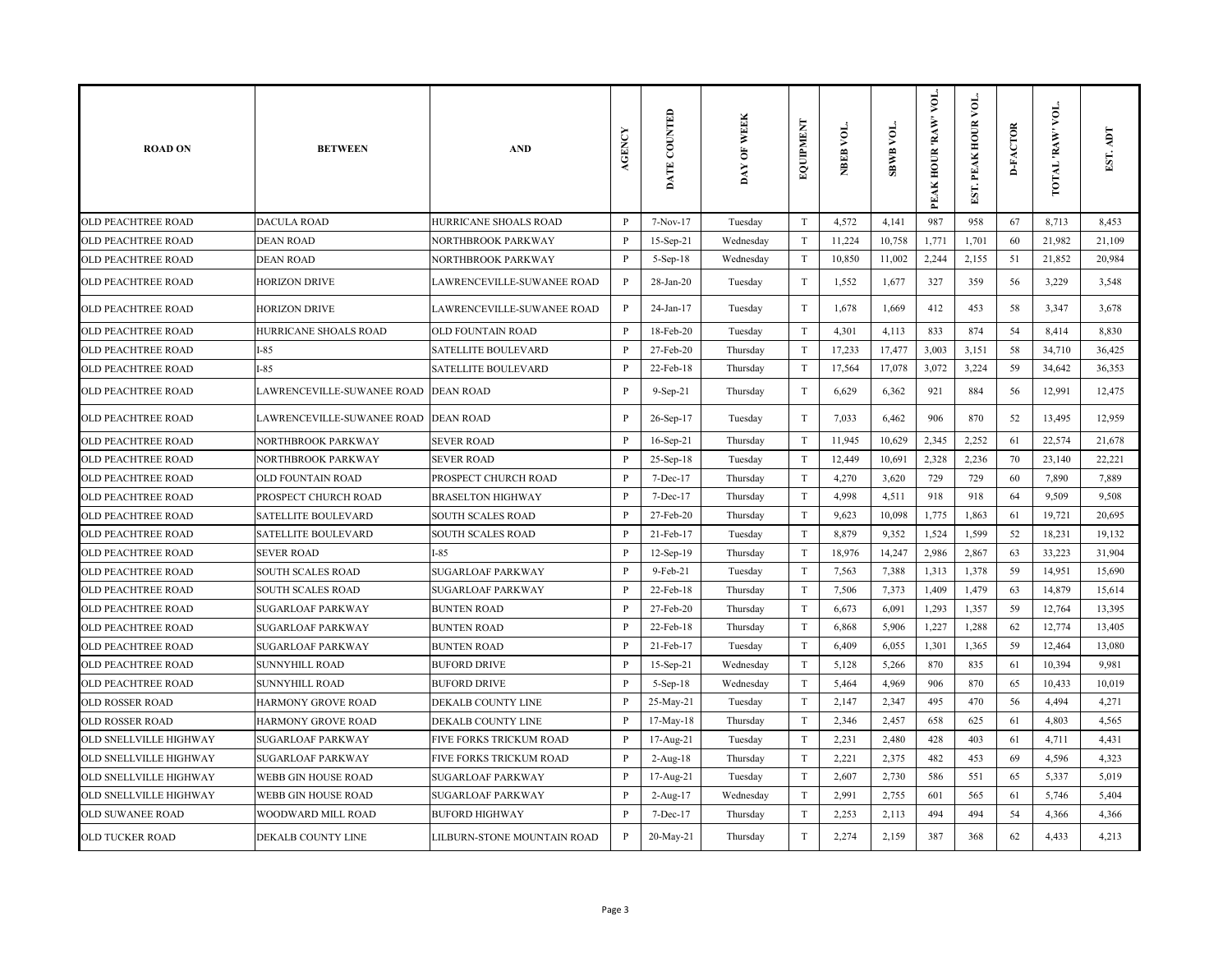| ROAD ON | BETWEEN | AND | AGENCY | DATE COUNTED | DAY OF WEEK | EQUIPMENT | NBEB VOL. | SBWB VOL. | PEAK HOUR 'RAW' VOL. | EST. PEAK HOUR VOL. | D-FACTOR | TOTAL 'RAW' VOL. | EST. ADT |
|---|---|---|---|---|---|---|---|---|---|---|---|---|---|
| OLD PEACHTREE ROAD | DACULA ROAD | HURRICANE SHOALS ROAD | P | 7-Nov-17 | Tuesday | T | 4,572 | 4,141 | 987 | 958 | 67 | 8,713 | 8,453 |
| OLD PEACHTREE ROAD | DEAN ROAD | NORTHBROOK PARKWAY | P | 15-Sep-21 | Wednesday | T | 11,224 | 10,758 | 1,771 | 1,701 | 60 | 21,982 | 21,109 |
| OLD PEACHTREE ROAD | DEAN ROAD | NORTHBROOK PARKWAY | P | 5-Sep-18 | Wednesday | T | 10,850 | 11,002 | 2,244 | 2,155 | 51 | 21,852 | 20,984 |
| OLD PEACHTREE ROAD | HORIZON DRIVE | LAWRENCEVILLE-SUWANEE ROAD | P | 28-Jan-20 | Tuesday | T | 1,552 | 1,677 | 327 | 359 | 56 | 3,229 | 3,548 |
| OLD PEACHTREE ROAD | HORIZON DRIVE | LAWRENCEVILLE-SUWANEE ROAD | P | 24-Jan-17 | Tuesday | T | 1,678 | 1,669 | 412 | 453 | 58 | 3,347 | 3,678 |
| OLD PEACHTREE ROAD | HURRICANE SHOALS ROAD | OLD FOUNTAIN ROAD | P | 18-Feb-20 | Tuesday | T | 4,301 | 4,113 | 833 | 874 | 54 | 8,414 | 8,830 |
| OLD PEACHTREE ROAD | I-85 | SATELLITE BOULEVARD | P | 27-Feb-20 | Thursday | T | 17,233 | 17,477 | 3,003 | 3,151 | 58 | 34,710 | 36,425 |
| OLD PEACHTREE ROAD | I-85 | SATELLITE BOULEVARD | P | 22-Feb-18 | Thursday | T | 17,564 | 17,078 | 3,072 | 3,224 | 59 | 34,642 | 36,353 |
| OLD PEACHTREE ROAD | LAWRENCEVILLE-SUWANEE ROAD | DEAN ROAD | P | 9-Sep-21 | Thursday | T | 6,629 | 6,362 | 921 | 884 | 56 | 12,991 | 12,475 |
| OLD PEACHTREE ROAD | LAWRENCEVILLE-SUWANEE ROAD | DEAN ROAD | P | 26-Sep-17 | Tuesday | T | 7,033 | 6,462 | 906 | 870 | 52 | 13,495 | 12,959 |
| OLD PEACHTREE ROAD | NORTHBROOK PARKWAY | SEVER ROAD | P | 16-Sep-21 | Thursday | T | 11,945 | 10,629 | 2,345 | 2,252 | 61 | 22,574 | 21,678 |
| OLD PEACHTREE ROAD | NORTHBROOK PARKWAY | SEVER ROAD | P | 25-Sep-18 | Tuesday | T | 12,449 | 10,691 | 2,328 | 2,236 | 70 | 23,140 | 22,221 |
| OLD PEACHTREE ROAD | OLD FOUNTAIN ROAD | PROSPECT CHURCH ROAD | P | 7-Dec-17 | Thursday | T | 4,270 | 3,620 | 729 | 729 | 60 | 7,890 | 7,889 |
| OLD PEACHTREE ROAD | PROSPECT CHURCH ROAD | BRASELTON HIGHWAY | P | 7-Dec-17 | Thursday | T | 4,998 | 4,511 | 918 | 918 | 64 | 9,509 | 9,508 |
| OLD PEACHTREE ROAD | SATELLITE BOULEVARD | SOUTH SCALES ROAD | P | 27-Feb-20 | Thursday | T | 9,623 | 10,098 | 1,775 | 1,863 | 61 | 19,721 | 20,695 |
| OLD PEACHTREE ROAD | SATELLITE BOULEVARD | SOUTH SCALES ROAD | P | 21-Feb-17 | Tuesday | T | 8,879 | 9,352 | 1,524 | 1,599 | 52 | 18,231 | 19,132 |
| OLD PEACHTREE ROAD | SEVER ROAD | I-85 | P | 12-Sep-19 | Thursday | T | 18,976 | 14,247 | 2,986 | 2,867 | 63 | 33,223 | 31,904 |
| OLD PEACHTREE ROAD | SOUTH SCALES ROAD | SUGARLOAF PARKWAY | P | 9-Feb-21 | Tuesday | T | 7,563 | 7,388 | 1,313 | 1,378 | 59 | 14,951 | 15,690 |
| OLD PEACHTREE ROAD | SOUTH SCALES ROAD | SUGARLOAF PARKWAY | P | 22-Feb-18 | Thursday | T | 7,506 | 7,373 | 1,409 | 1,479 | 63 | 14,879 | 15,614 |
| OLD PEACHTREE ROAD | SUGARLOAF PARKWAY | BUNTEN ROAD | P | 27-Feb-20 | Thursday | T | 6,673 | 6,091 | 1,293 | 1,357 | 59 | 12,764 | 13,395 |
| OLD PEACHTREE ROAD | SUGARLOAF PARKWAY | BUNTEN ROAD | P | 22-Feb-18 | Thursday | T | 6,868 | 5,906 | 1,227 | 1,288 | 62 | 12,774 | 13,405 |
| OLD PEACHTREE ROAD | SUGARLOAF PARKWAY | BUNTEN ROAD | P | 21-Feb-17 | Tuesday | T | 6,409 | 6,055 | 1,301 | 1,365 | 59 | 12,464 | 13,080 |
| OLD PEACHTREE ROAD | SUNNYHILL ROAD | BUFORD DRIVE | P | 15-Sep-21 | Wednesday | T | 5,128 | 5,266 | 870 | 835 | 61 | 10,394 | 9,981 |
| OLD PEACHTREE ROAD | SUNNYHILL ROAD | BUFORD DRIVE | P | 5-Sep-18 | Wednesday | T | 5,464 | 4,969 | 906 | 870 | 65 | 10,433 | 10,019 |
| OLD ROSSER ROAD | HARMONY GROVE ROAD | DEKALB COUNTY LINE | P | 25-May-21 | Tuesday | T | 2,147 | 2,347 | 495 | 470 | 56 | 4,494 | 4,271 |
| OLD ROSSER ROAD | HARMONY GROVE ROAD | DEKALB COUNTY LINE | P | 17-May-18 | Thursday | T | 2,346 | 2,457 | 658 | 625 | 61 | 4,803 | 4,565 |
| OLD SNELLVILLE HIGHWAY | SUGARLOAF PARKWAY | FIVE FORKS TRICKUM ROAD | P | 17-Aug-21 | Tuesday | T | 2,231 | 2,480 | 428 | 403 | 61 | 4,711 | 4,431 |
| OLD SNELLVILLE HIGHWAY | SUGARLOAF PARKWAY | FIVE FORKS TRICKUM ROAD | P | 2-Aug-18 | Thursday | T | 2,221 | 2,375 | 482 | 453 | 69 | 4,596 | 4,323 |
| OLD SNELLVILLE HIGHWAY | WEBB GIN HOUSE ROAD | SUGARLOAF PARKWAY | P | 17-Aug-21 | Tuesday | T | 2,607 | 2,730 | 586 | 551 | 65 | 5,337 | 5,019 |
| OLD SNELLVILLE HIGHWAY | WEBB GIN HOUSE ROAD | SUGARLOAF PARKWAY | P | 2-Aug-17 | Wednesday | T | 2,991 | 2,755 | 601 | 565 | 61 | 5,746 | 5,404 |
| OLD SUWANEE ROAD | WOODWARD MILL ROAD | BUFORD HIGHWAY | P | 7-Dec-17 | Thursday | T | 2,253 | 2,113 | 494 | 494 | 54 | 4,366 | 4,366 |
| OLD TUCKER ROAD | DEKALB COUNTY LINE | LILBURN-STONE MOUNTAIN ROAD | P | 20-May-21 | Thursday | T | 2,274 | 2,159 | 387 | 368 | 62 | 4,433 | 4,213 |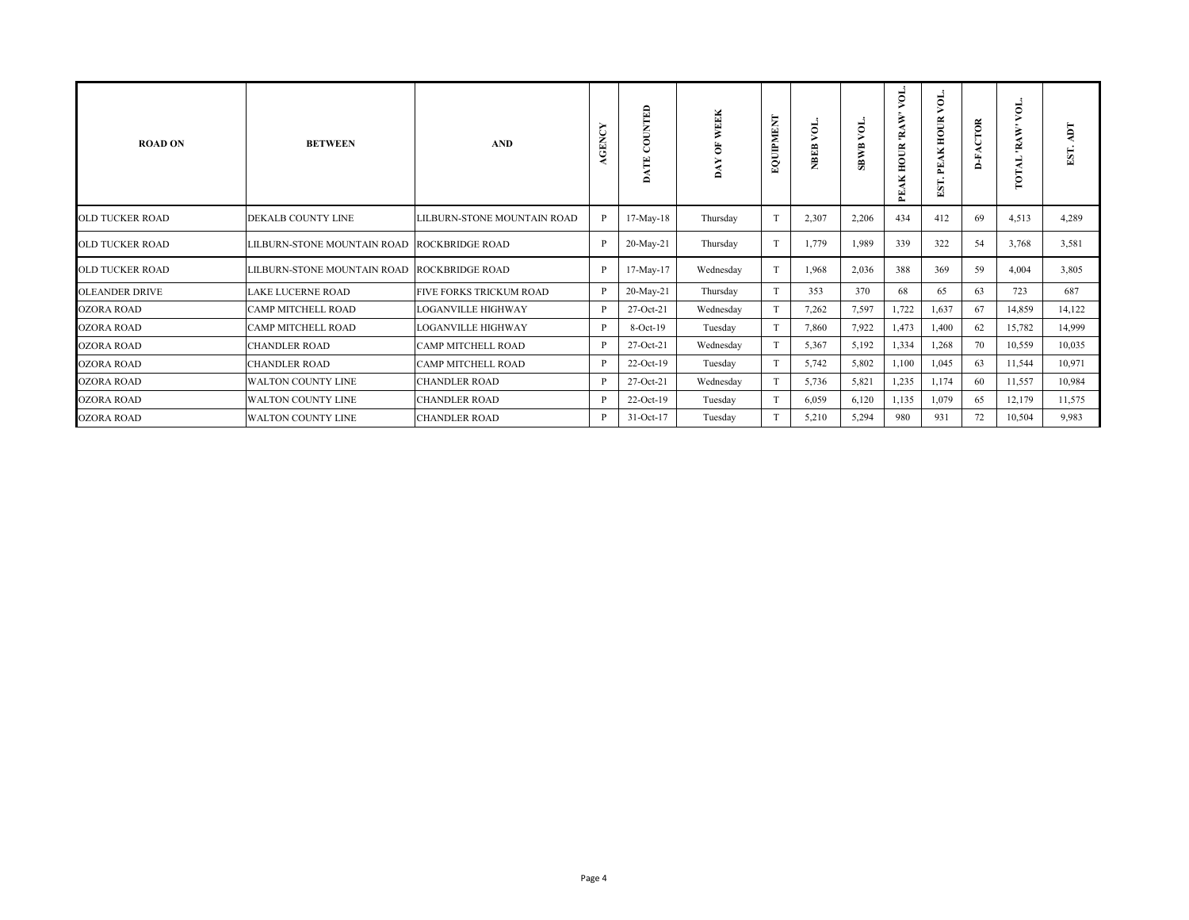| ROAD ON | BETWEEN | AND | AGENCY | DATE COUNTED | DAY OF WEEK | EQUIPMENT | NBEB VOL. | SBWB VOL. | PEAK HOUR 'RAW' VOL. | EST. PEAK HOUR VOL. | D-FACTOR | TOTAL 'RAW' VOL. | EST. ADT |
|---|---|---|---|---|---|---|---|---|---|---|---|---|---|
| OLD TUCKER ROAD | DEKALB COUNTY LINE | LILBURN-STONE MOUNTAIN ROAD | P | 17-May-18 | Thursday | T | 2,307 | 2,206 | 434 | 412 | 69 | 4,513 | 4,289 |
| OLD TUCKER ROAD | LILBURN-STONE MOUNTAIN ROAD | ROCKBRIDGE ROAD | P | 20-May-21 | Thursday | T | 1,779 | 1,989 | 339 | 322 | 54 | 3,768 | 3,581 |
| OLD TUCKER ROAD | LILBURN-STONE MOUNTAIN ROAD | ROCKBRIDGE ROAD | P | 17-May-17 | Wednesday | T | 1,968 | 2,036 | 388 | 369 | 59 | 4,004 | 3,805 |
| OLEANDER DRIVE | LAKE LUCERNE ROAD | FIVE FORKS TRICKUM ROAD | P | 20-May-21 | Thursday | T | 353 | 370 | 68 | 65 | 63 | 723 | 687 |
| OZORA ROAD | CAMP MITCHELL ROAD | LOGANVILLE HIGHWAY | P | 27-Oct-21 | Wednesday | T | 7,262 | 7,597 | 1,722 | 1,637 | 67 | 14,859 | 14,122 |
| OZORA ROAD | CAMP MITCHELL ROAD | LOGANVILLE HIGHWAY | P | 8-Oct-19 | Tuesday | T | 7,860 | 7,922 | 1,473 | 1,400 | 62 | 15,782 | 14,999 |
| OZORA ROAD | CHANDLER ROAD | CAMP MITCHELL ROAD | P | 27-Oct-21 | Wednesday | T | 5,367 | 5,192 | 1,334 | 1,268 | 70 | 10,559 | 10,035 |
| OZORA ROAD | CHANDLER ROAD | CAMP MITCHELL ROAD | P | 22-Oct-19 | Tuesday | T | 5,742 | 5,802 | 1,100 | 1,045 | 63 | 11,544 | 10,971 |
| OZORA ROAD | WALTON COUNTY LINE | CHANDLER ROAD | P | 27-Oct-21 | Wednesday | T | 5,736 | 5,821 | 1,235 | 1,174 | 60 | 11,557 | 10,984 |
| OZORA ROAD | WALTON COUNTY LINE | CHANDLER ROAD | P | 22-Oct-19 | Tuesday | T | 6,059 | 6,120 | 1,135 | 1,079 | 65 | 12,179 | 11,575 |
| OZORA ROAD | WALTON COUNTY LINE | CHANDLER ROAD | P | 31-Oct-17 | Tuesday | T | 5,210 | 5,294 | 980 | 931 | 72 | 10,504 | 9,983 |